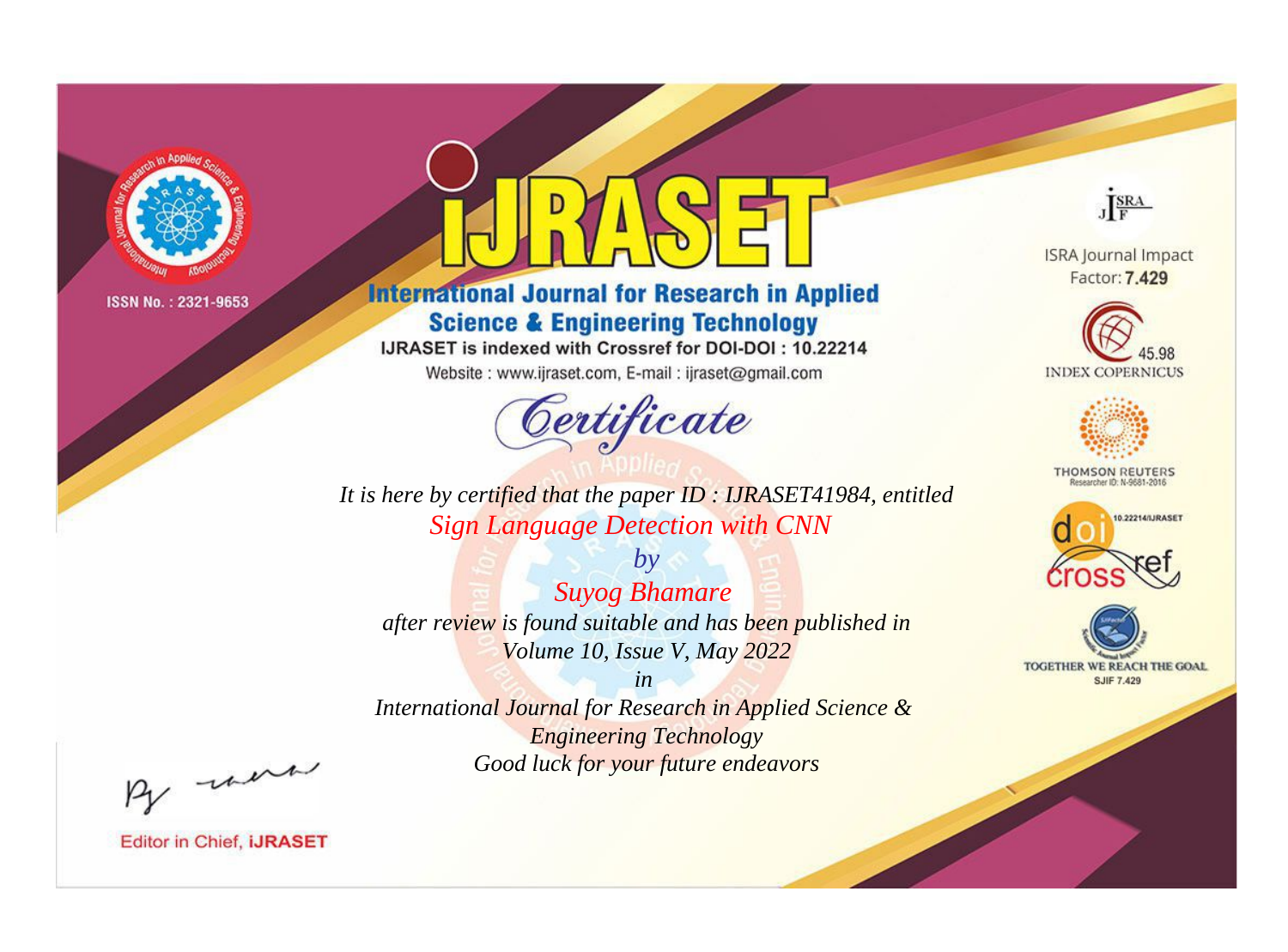ISSN No. : 2321-9653

# IJRASET

## International Journal for Research in Applied Science & Engineering Technology

IJRASET is indexed with Crossref for DOI-DOI : 10.22214

Website : www.ijraset.com, E-mail : ijraset@gmail.com

ISRA Journal Impact Factor: **7.429**

45.98 INDEX COPERNICUS

THOMSON REUTERS Researcher ID: N-9681-2016

10.22214/IJRASET

TOGETHER WE REACH THE GOAL SJIF 7.429

# *Certificate*

*It is here by certified that the paper ID : IJRASET41984, entitled*

*Sign Language Detection with CNN*

*by*

*Suyog Bhamare*

*after review is found suitable and has been published in*

*Volume 10, Issue V, May 2022*

*in*

*International Journal for Research in Applied Science & Engineering Technology*

*Good luck for your future endeavors*

Editor in Chief, **IJRASET**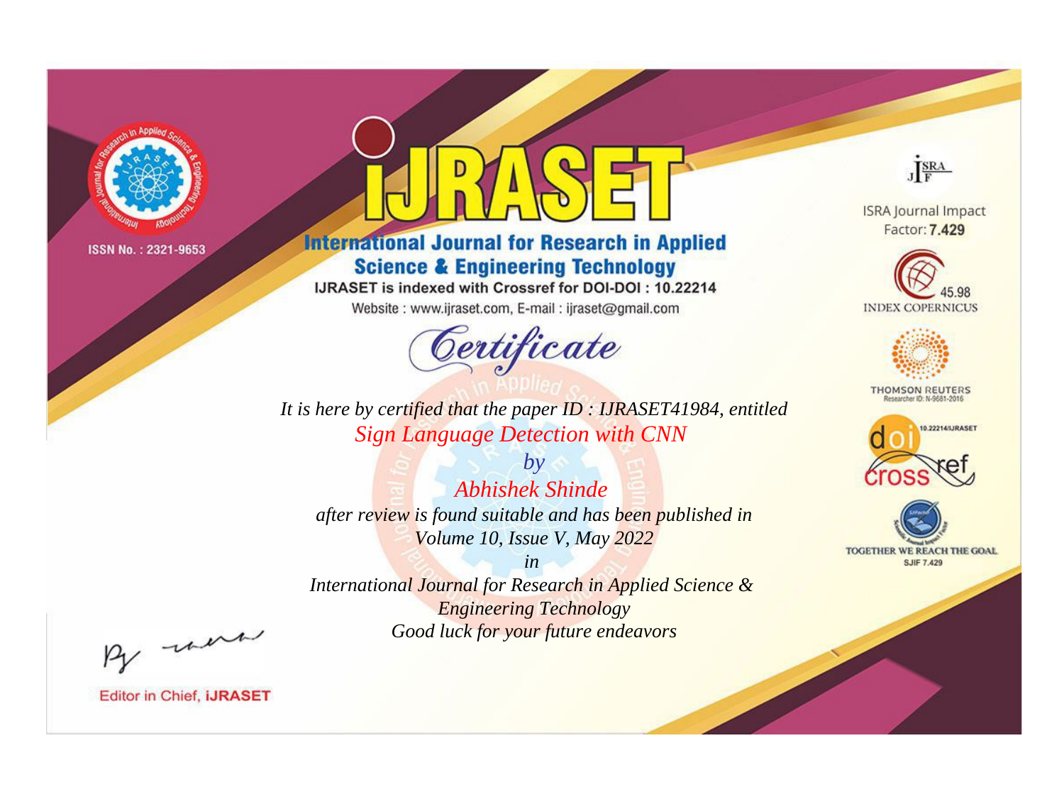ISSN No. : 2321-9653

# iJRASET

## International Journal for Research in Applied Science & Engineering Technology

IJRASET is indexed with Crossref for DOI-DOI : 10.22214

Website : www.ijraset.com, E-mail : ijraset@gmail.com

ISRA Journal Impact Factor: **7.429**

45.98 INDEX COPERNICUS

THOMSON REUTERS Researcher ID: N-9681-2016

10.22214/IJRASET

TOGETHER WE REACH THE GOAL SJIF 7.429

*Certificate*

*It is here by certified that the paper ID : IJRASET41984, entitled*

*Sign Language Detection with CNN*

*by*

*Abhishek Shinde*

*after review is found suitable and has been published in*

*Volume 10, Issue V, May 2022*

*in*

*International Journal for Research in Applied Science & Engineering Technology*

*Good luck for your future endeavors*

Editor in Chief, **iJRASET**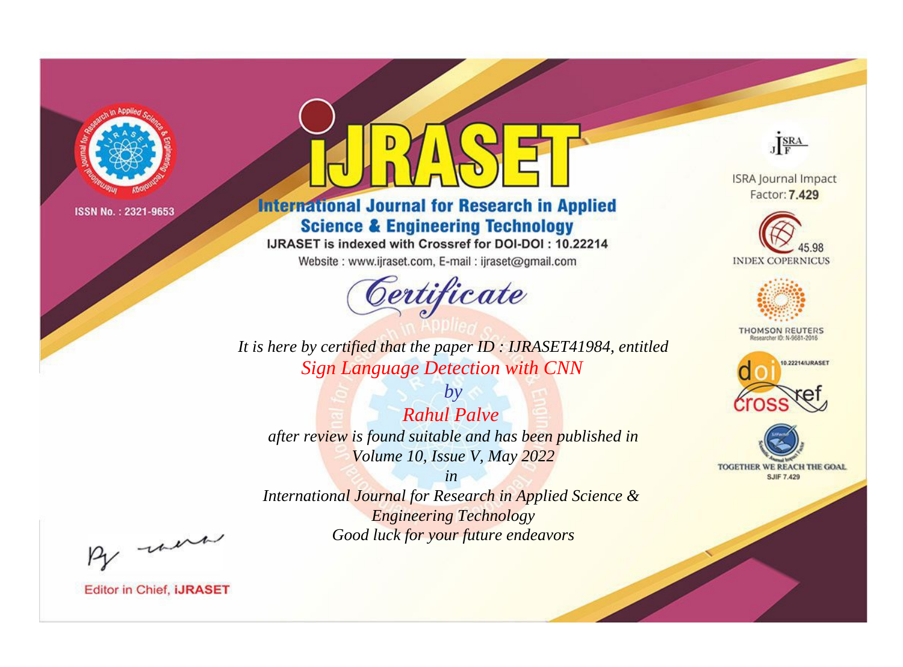ISSN No. : 2321-9653

# iJRASET

## International Journal for Research in Applied Science & Engineering Technology

IJRASET is indexed with Crossref for DOI-DOI : 10.22214

Website : www.ijraset.com, E-mail : ijraset@gmail.com

ISRA Journal Impact Factor: **7.429**

45.98 INDEX COPERNICUS

THOMSON REUTERS Researcher ID: N-9681-2016

10.22214/IJRASET

TOGETHER WE REACH THE GOAL SJIF 7.429

# *Certificate*

*It is here by certified that the paper ID : IJRASET41984, entitled*

*Sign Language Detection with CNN*

*by*

*Rahul Palve*

*after review is found suitable and has been published in*

*Volume 10, Issue V, May 2022*

*in*

*International Journal for Research in Applied Science & Engineering Technology*

*Good luck for your future endeavors*

Editor in Chief, **iJRASET**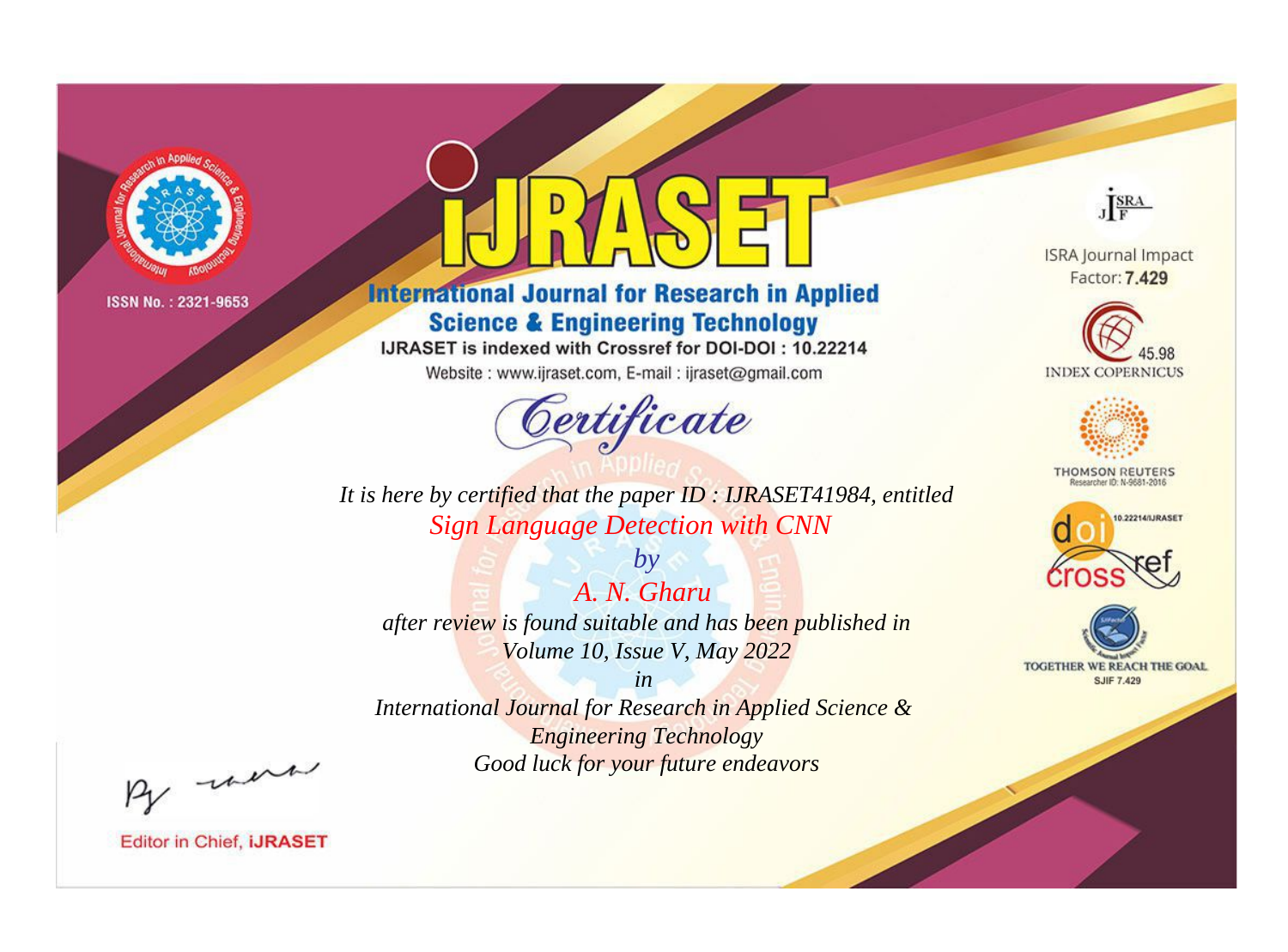ISSN No. : 2321-9653

# iJRASET

**International Journal for Research in Applied Science & Engineering Technology**

IJRASET is indexed with Crossref for DOI-DOI : 10.22214

Website : www.ijraset.com, E-mail : ijraset@gmail.com

## *Certificate*

*It is here by certified that the paper ID : IJRASET41984, entitled*

*Sign Language Detection with CNN*

*by*

*A. N. Gharu*

*after review is found suitable and has been published in*

*Volume 10, Issue V, May 2022*

*in*

*International Journal for Research in Applied Science & Engineering Technology*

*Good luck for your future endeavors*

ISRA Journal Impact Factor: **7.429**

45.98 INDEX COPERNICUS

THOMSON REUTERS Researcher ID: N-9681-2016

10.22214/IJRASET

TOGETHER WE REACH THE GOAL SJIF 7.429

Editor in Chief, **iJRASET**